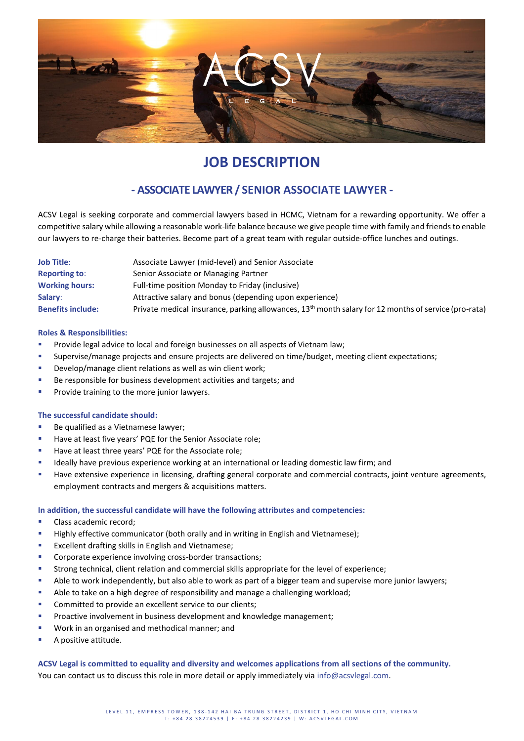# JOB DESCRIPTION

## - ASSOCIATE LAWYER / SENIOR ASSOCIATE LAWYER -

ACSV Legal is seeking corporate and commercial lawyers based in HCMC, Vietnam for a rewarding opportunity. We offer a competitive salary while allowing a reasonable work-life balance because we give people time with family and friends to enable our lawyers to re-charge their batteries. Become part of a great team with regular outside-office lunches and outings.

| | |
|---|---|
| **Job Title**: | Associate Lawyer (mid-level) and Senior Associate |
| **Reporting to**: | Senior Associate or Managing Partner |
| **Working hours:** | Full-time position Monday to Friday (inclusive) |
| **Salary**: | Attractive salary and bonus (depending upon experience) |
| **Benefits include:** | Private medical insurance, parking allowances, 13th month salary for 12 months of service (pro-rata) |

**Roles & Responsibilities:**

- Provide legal advice to local and foreign businesses on all aspects of Vietnam law;
- Supervise/manage projects and ensure projects are delivered on time/budget, meeting client expectations;
- Develop/manage client relations as well as win client work;
- Be responsible for business development activities and targets; and
- Provide training to the more junior lawyers.

**The successful candidate should:**

- Be qualified as a Vietnamese lawyer;
- Have at least five years' PQE for the Senior Associate role;
- Have at least three years' PQE for the Associate role;
- Ideally have previous experience working at an international or leading domestic law firm; and
- Have extensive experience in licensing, drafting general corporate and commercial contracts, joint venture agreements, employment contracts and mergers & acquisitions matters.

**In addition, the successful candidate will have the following attributes and competencies:**

- Class academic record;
- Highly effective communicator (both orally and in writing in English and Vietnamese);
- Excellent drafting skills in English and Vietnamese;
- Corporate experience involving cross-border transactions;
- Strong technical, client relation and commercial skills appropriate for the level of experience;
- Able to work independently, but also able to work as part of a bigger team and supervise more junior lawyers;
- Able to take on a high degree of responsibility and manage a challenging workload;
- Committed to provide an excellent service to our clients;
- Proactive involvement in business development and knowledge management;
- Work in an organised and methodical manner; and
- A positive attitude.

**ACSV Legal is committed to equality and diversity and welcomes applications from all sections of the community.**

You can contact us to discuss this role in more detail or apply immediately via info@acsvlegal.com.

LEVEL 11, EMPRESS TOWER, 138-142 HAI BA TRUNG STREET, DISTRICT 1, HO CHI MINH CITY, VIETNAM
T: +84 28 38224539 | F: +84 28 38224239 | W: ACSVLEGAL.COM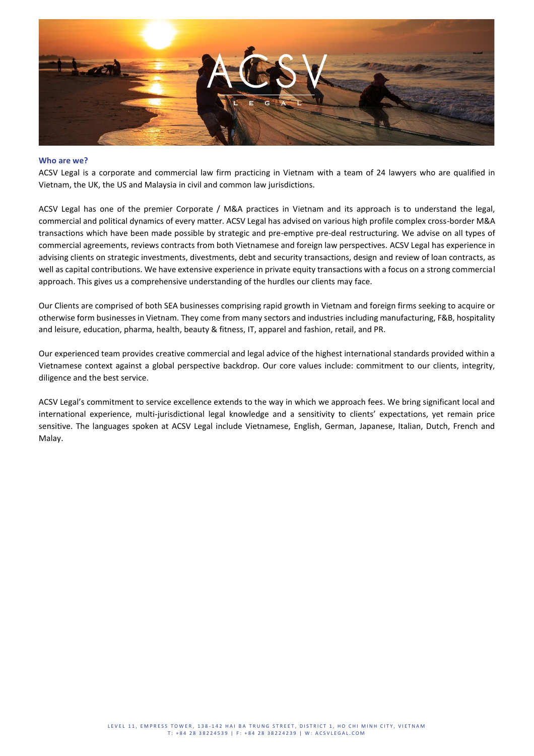## Who are we?

ACSV Legal is a corporate and commercial law firm practicing in Vietnam with a team of 24 lawyers who are qualified in Vietnam, the UK, the US and Malaysia in civil and common law jurisdictions.

ACSV Legal has one of the premier Corporate / M&A practices in Vietnam and its approach is to understand the legal, commercial and political dynamics of every matter. ACSV Legal has advised on various high profile complex cross-border M&A transactions which have been made possible by strategic and pre-emptive pre-deal restructuring. We advise on all types of commercial agreements, reviews contracts from both Vietnamese and foreign law perspectives. ACSV Legal has experience in advising clients on strategic investments, divestments, debt and security transactions, design and review of loan contracts, as well as capital contributions. We have extensive experience in private equity transactions with a focus on a strong commercial approach. This gives us a comprehensive understanding of the hurdles our clients may face.

Our Clients are comprised of both SEA businesses comprising rapid growth in Vietnam and foreign firms seeking to acquire or otherwise form businesses in Vietnam. They come from many sectors and industries including manufacturing, F&B, hospitality and leisure, education, pharma, health, beauty & fitness, IT, apparel and fashion, retail, and PR.

Our experienced team provides creative commercial and legal advice of the highest international standards provided within a Vietnamese context against a global perspective backdrop. Our core values include: commitment to our clients, integrity, diligence and the best service.

ACSV Legal's commitment to service excellence extends to the way in which we approach fees. We bring significant local and international experience, multi-jurisdictional legal knowledge and a sensitivity to clients' expectations, yet remain price sensitive. The languages spoken at ACSV Legal include Vietnamese, English, German, Japanese, Italian, Dutch, French and Malay.

LEVEL 11, EMPRESS TOWER, 138-142 HAI BA TRUNG STREET, DISTRICT 1, HO CHI MINH CITY, VIETNAM
T: +84 28 38224539 | F: +84 28 38224239 | W: ACSVLEGAL.COM